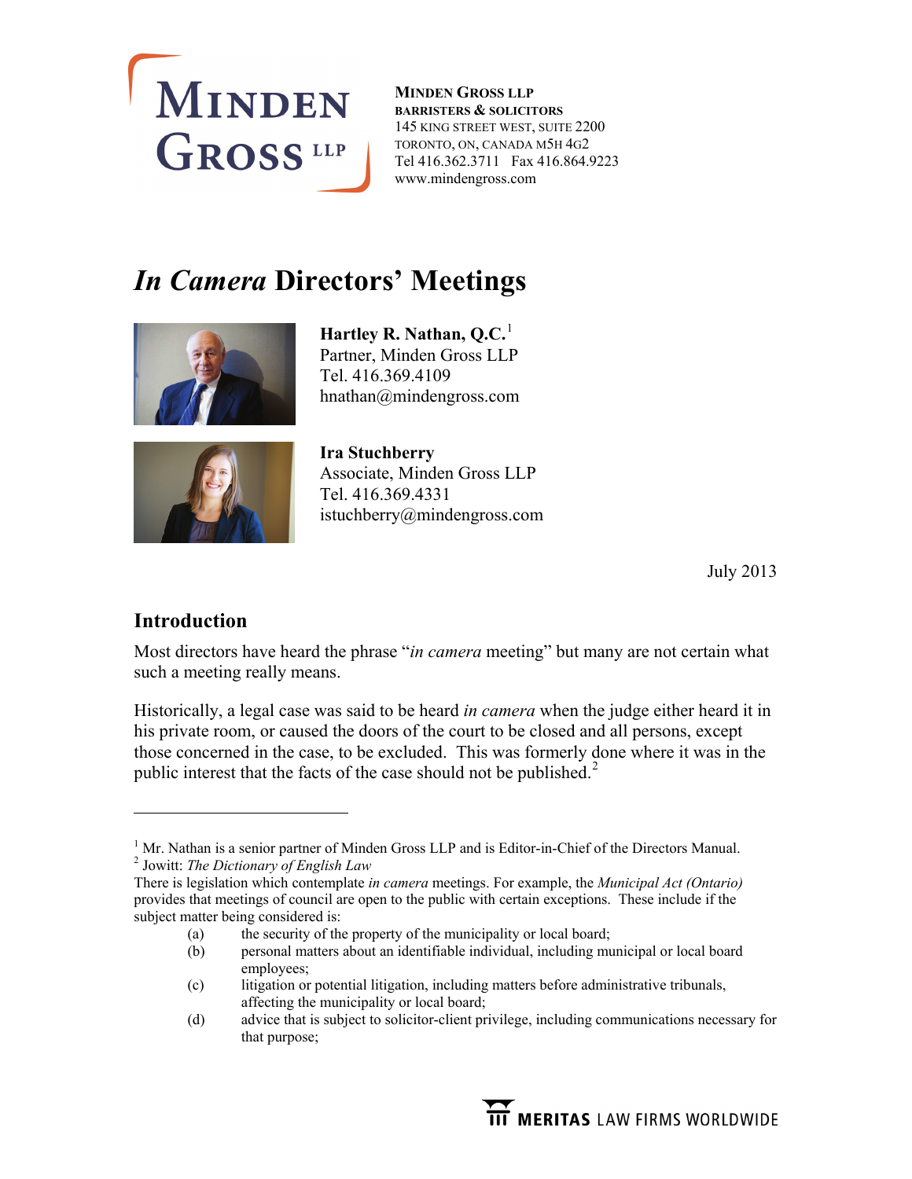**MINDEN GROSS LLP**
**BARRISTERS & SOLICITORS**
145 KING STREET WEST, SUITE 2200
TORONTO, ON, CANADA M5H 4G2
Tel 416.362.3711 Fax 416.864.9223
www.mindengross.com

# *In Camera* Directors' Meetings

**Hartley R. Nathan, Q.C.**[1]
Partner, Minden Gross LLP
Tel. 416.369.4109
hnathan@mindengross.com

**Ira Stuchberry**
Associate, Minden Gross LLP
Tel. 416.369.4331
istuchberry@mindengross.com

July 2013

## Introduction

Most directors have heard the phrase "*in camera* meeting" but many are not certain what such a meeting really means.

Historically, a legal case was said to be heard *in camera* when the judge either heard it in his private room, or caused the doors of the court to be closed and all persons, except those concerned in the case, to be excluded. This was formerly done where it was in the public interest that the facts of the case should not be published.[2]

---

[1] Mr. Nathan is a senior partner of Minden Gross LLP and is Editor-in-Chief of the Directors Manual.

[2] Jowitt: *The Dictionary of English Law*

There is legislation which contemplate *in camera* meetings. For example, the *Municipal Act (Ontario)* provides that meetings of council are open to the public with certain exceptions. These include if the subject matter being considered is:

(a) the security of the property of the municipality or local board;

(b) personal matters about an identifiable individual, including municipal or local board employees;

(c) litigation or potential litigation, including matters before administrative tribunals, affecting the municipality or local board;

(d) advice that is subject to solicitor-client privilege, including communications necessary for that purpose;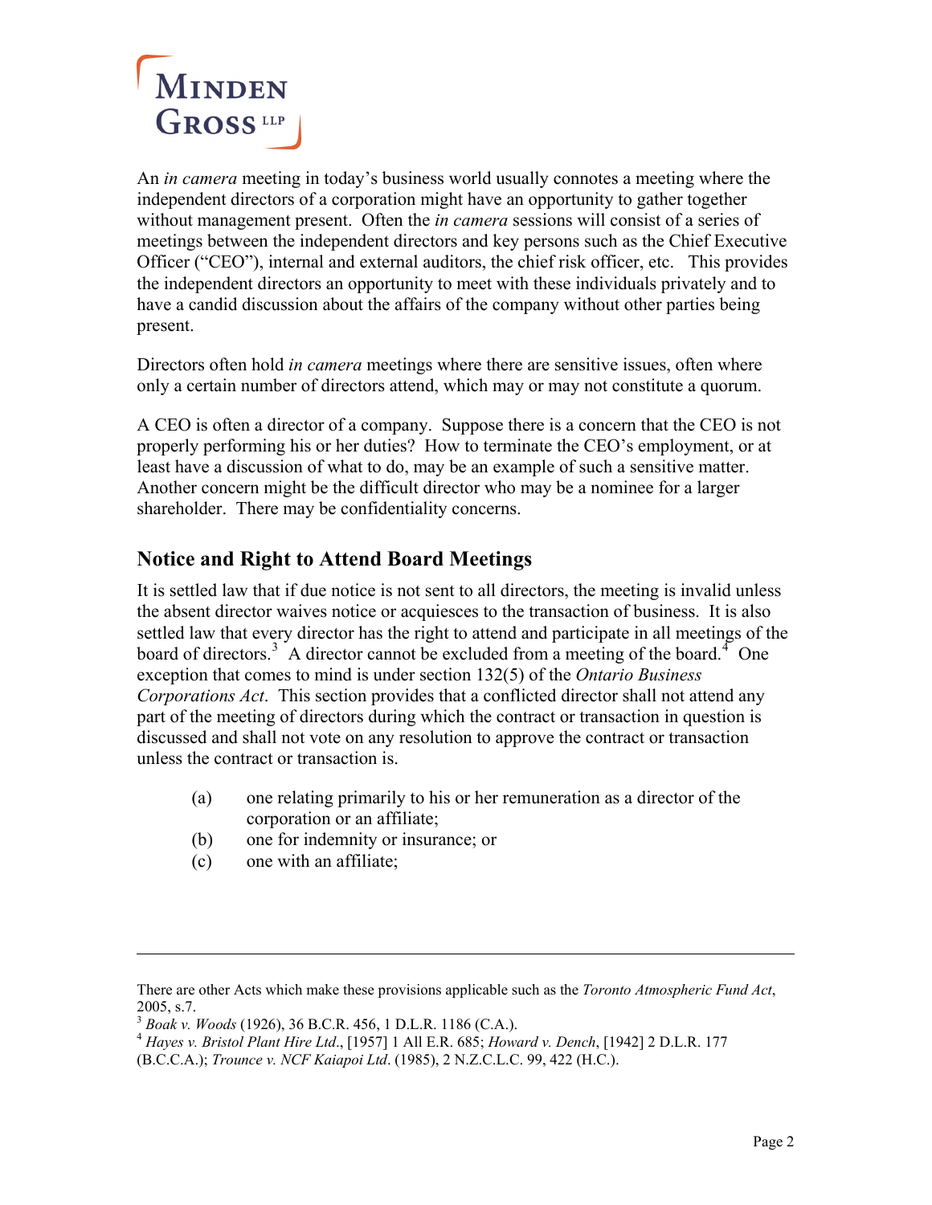An *in camera* meeting in today's business world usually connotes a meeting where the independent directors of a corporation might have an opportunity to gather together without management present. Often the *in camera* sessions will consist of a series of meetings between the independent directors and key persons such as the Chief Executive Officer ("CEO"), internal and external auditors, the chief risk officer, etc. This provides the independent directors an opportunity to meet with these individuals privately and to have a candid discussion about the affairs of the company without other parties being present.

Directors often hold *in camera* meetings where there are sensitive issues, often where only a certain number of directors attend, which may or may not constitute a quorum.

A CEO is often a director of a company. Suppose there is a concern that the CEO is not properly performing his or her duties? How to terminate the CEO's employment, or at least have a discussion of what to do, may be an example of such a sensitive matter. Another concern might be the difficult director who may be a nominee for a larger shareholder. There may be confidentiality concerns.

## Notice and Right to Attend Board Meetings

It is settled law that if due notice is not sent to all directors, the meeting is invalid unless the absent director waives notice or acquiesces to the transaction of business. It is also settled law that every director has the right to attend and participate in all meetings of the board of directors.[3] A director cannot be excluded from a meeting of the board.[4] One exception that comes to mind is under section 132(5) of the *Ontario Business Corporations Act*. This section provides that a conflicted director shall not attend any part of the meeting of directors during which the contract or transaction in question is discussed and shall not vote on any resolution to approve the contract or transaction unless the contract or transaction is.

(a) one relating primarily to his or her remuneration as a director of the corporation or an affiliate;
(b) one for indemnity or insurance; or
(c) one with an affiliate;

---

There are other Acts which make these provisions applicable such as the *Toronto Atmospheric Fund Act*, 2005, s.7.

[3] *Boak v. Woods* (1926), 36 B.C.R. 456, 1 D.L.R. 1186 (C.A.).

[4] *Hayes v. Bristol Plant Hire Ltd*., [1957] 1 All E.R. 685; *Howard v. Dench*, [1942] 2 D.L.R. 177 (B.C.C.A.); *Trounce v. NCF Kaiapoi Ltd*. (1985), 2 N.Z.C.L.C. 99, 422 (H.C.).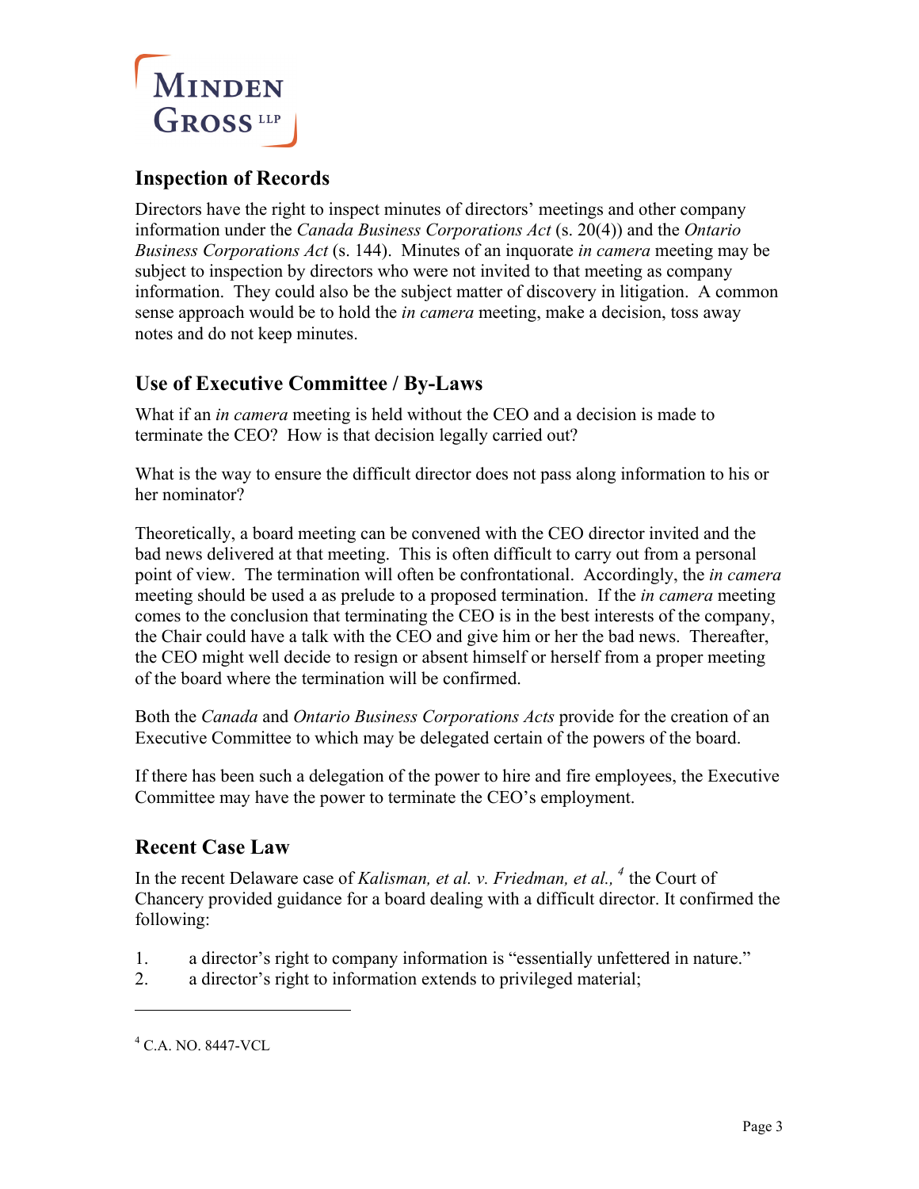## Inspection of Records

Directors have the right to inspect minutes of directors' meetings and other company information under the *Canada Business Corporations Act* (s. 20(4)) and the *Ontario Business Corporations Act* (s. 144). Minutes of an inquorate *in camera* meeting may be subject to inspection by directors who were not invited to that meeting as company information. They could also be the subject matter of discovery in litigation. A common sense approach would be to hold the *in camera* meeting, make a decision, toss away notes and do not keep minutes.

## Use of Executive Committee / By-Laws

What if an *in camera* meeting is held without the CEO and a decision is made to terminate the CEO? How is that decision legally carried out?

What is the way to ensure the difficult director does not pass along information to his or her nominator?

Theoretically, a board meeting can be convened with the CEO director invited and the bad news delivered at that meeting. This is often difficult to carry out from a personal point of view. The termination will often be confrontational. Accordingly, the *in camera* meeting should be used a as prelude to a proposed termination. If the *in camera* meeting comes to the conclusion that terminating the CEO is in the best interests of the company, the Chair could have a talk with the CEO and give him or her the bad news. Thereafter, the CEO might well decide to resign or absent himself or herself from a proper meeting of the board where the termination will be confirmed.

Both the *Canada* and *Ontario Business Corporations Acts* provide for the creation of an Executive Committee to which may be delegated certain of the powers of the board.

If there has been such a delegation of the power to hire and fire employees, the Executive Committee may have the power to terminate the CEO's employment.

## Recent Case Law

In the recent Delaware case of *Kalisman, et al. v. Friedman, et al.,* [4] the Court of Chancery provided guidance for a board dealing with a difficult director. It confirmed the following:

1. a director's right to company information is "essentially unfettered in nature."
2. a director's right to information extends to privileged material;

---

[4] C.A. NO. 8447-VCL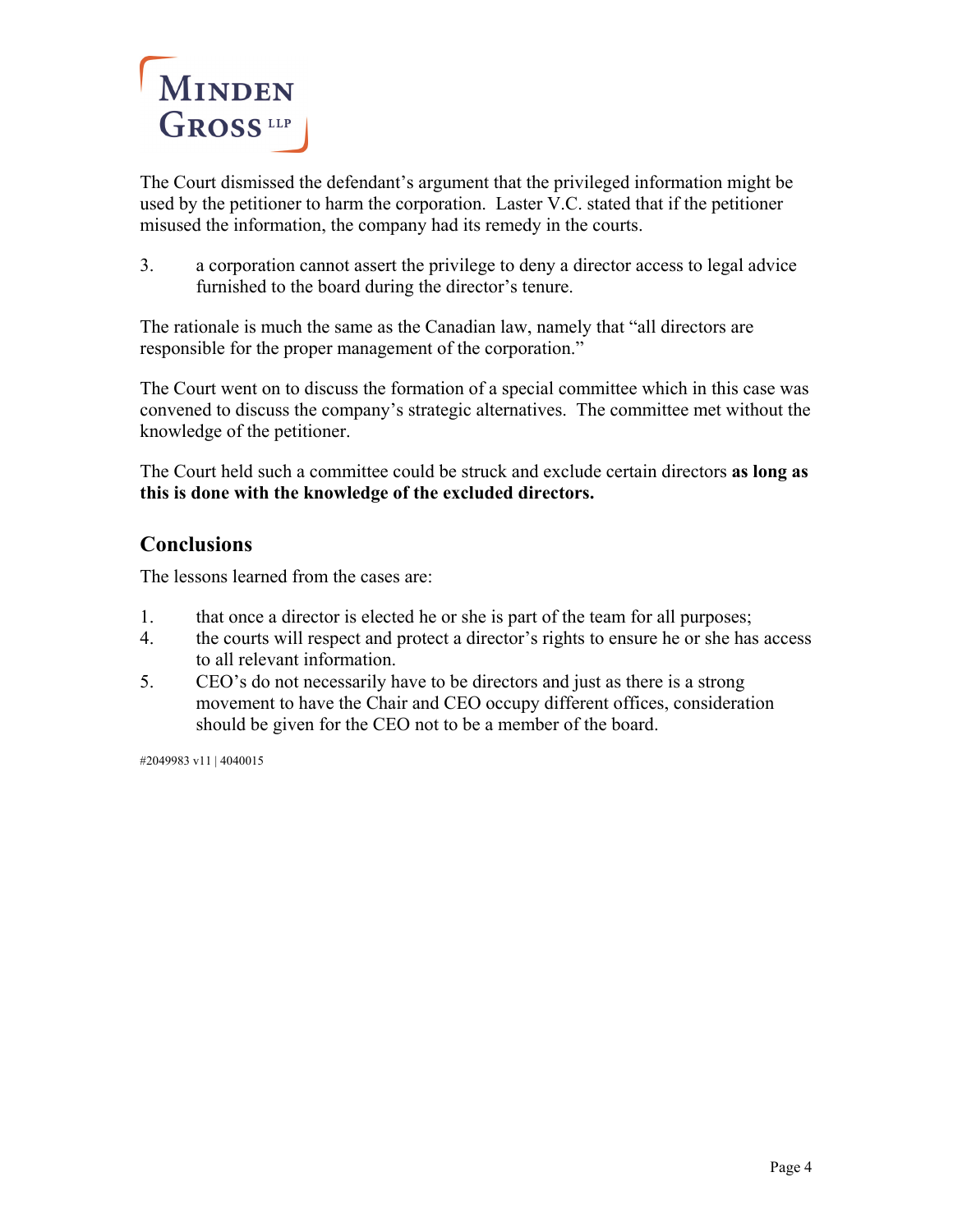The Court dismissed the defendant's argument that the privileged information might be used by the petitioner to harm the corporation. Laster V.C. stated that if the petitioner misused the information, the company had its remedy in the courts.

3. a corporation cannot assert the privilege to deny a director access to legal advice furnished to the board during the director's tenure.

The rationale is much the same as the Canadian law, namely that "all directors are responsible for the proper management of the corporation."

The Court went on to discuss the formation of a special committee which in this case was convened to discuss the company's strategic alternatives. The committee met without the knowledge of the petitioner.

The Court held such a committee could be struck and exclude certain directors **as long as this is done with the knowledge of the excluded directors.**

## Conclusions

The lessons learned from the cases are:

1. that once a director is elected he or she is part of the team for all purposes;
4. the courts will respect and protect a director's rights to ensure he or she has access to all relevant information.
5. CEO's do not necessarily have to be directors and just as there is a strong movement to have the Chair and CEO occupy different offices, consideration should be given for the CEO not to be a member of the board.

#2049983 v11 | 4040015